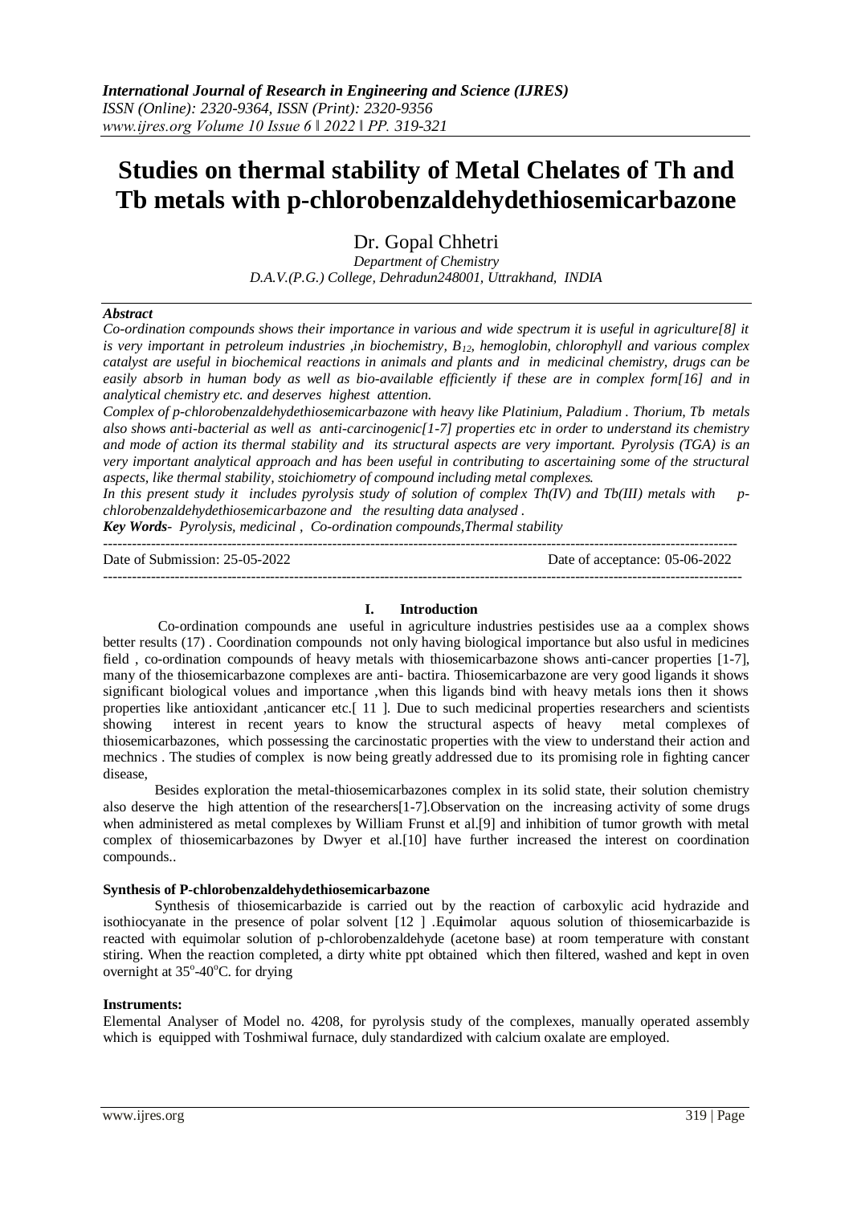# Studies on thermal stability of Metal Chelates of Th and Tb metals with p-chlorobenzaldehydethiosemicarbazone

Dr. Gopal Chhetri

*Department of Chemistry*
*D.A.V.(P.G.) College, Dehradun248001, Uttrakhand, INDIA*

***Abstract***

*Co-ordination compounds shows their importance in various and wide spectrum it is useful in agriculture[8] it is very important in petroleum industries ,in biochemistry, $B_{12}$, hemoglobin, chlorophyll and various complex catalyst are useful in biochemical reactions in animals and plants and in medicinal chemistry, drugs can be easily absorb in human body as well as bio-available efficiently if these are in complex form[16] and in analytical chemistry etc. and deserves highest attention.*

*Complex of p-chlorobenzaldehydethiosemicarbazone with heavy like Platinium, Paladium . Thorium, Tb metals also shows anti-bacterial as well as anti-carcinogenic[1-7] properties etc in order to understand its chemistry and mode of action its thermal stability and its structural aspects are very important. Pyrolysis (TGA) is an very important analytical approach and has been useful in contributing to ascertaining some of the structural aspects, like thermal stability, stoichiometry of compound including metal complexes.*

*In this present study it includes pyrolysis study of solution of complex Th(IV) and Tb(III) metals with p-chlorobenzaldehydethiosemicarbazone and the resulting data analysed .*

***Key Words****- Pyrolysis, medicinal , Co-ordination compounds,Thermal stability*

---

Date of Submission: 25-05-2022 Date of acceptance: 05-06-2022

---

## I. Introduction

Co-ordination compounds ane useful in agriculture industries pestisides use aa a complex shows better results (17) . Coordination compounds not only having biological importance but also usful in medicines field , co-ordination compounds of heavy metals with thiosemicarbazone shows anti-cancer properties [1-7], many of the thiosemicarbazone complexes are anti- bactira. Thiosemicarbazone are very good ligands it shows significant biological volues and importance ,when this ligands bind with heavy metals ions then it shows properties like antioxidant ,anticancer etc.[ 11 ]. Due to such medicinal properties researchers and scientists showing interest in recent years to know the structural aspects of heavy metal complexes of thiosemicarbazones, which possessing the carcinostatic properties with the view to understand their action and mechnics . The studies of complex is now being greatly addressed due to its promising role in fighting cancer disease,

Besides exploration the metal-thiosemicarbazones complex in its solid state, their solution chemistry also deserve the high attention of the researchers[1-7].Observation on the increasing activity of some drugs when administered as metal complexes by William Frunst et al.[9] and inhibition of tumor growth with metal complex of thiosemicarbazones by Dwyer et al.[10] have further increased the interest on coordination compounds..

**Synthesis of P-chlorobenzaldehydethiosemicarbazone**

Synthesis of thiosemicarbazide is carried out by the reaction of carboxylic acid hydrazide and isothiocyanate in the presence of polar solvent [12 ] .Equimolar aquous solution of thiosemicarbazide is reacted with equimolar solution of p-chlorobenzaldehyde (acetone base) at room temperature with constant stiring. When the reaction completed, a dirty white ppt obtained which then filtered, washed and kept in oven overnight at 35°-40°C. for drying

**Instruments:**

Elemental Analyser of Model no. 4208, for pyrolysis study of the complexes, manually operated assembly which is equipped with Toshmiwal furnace, duly standardized with calcium oxalate are employed.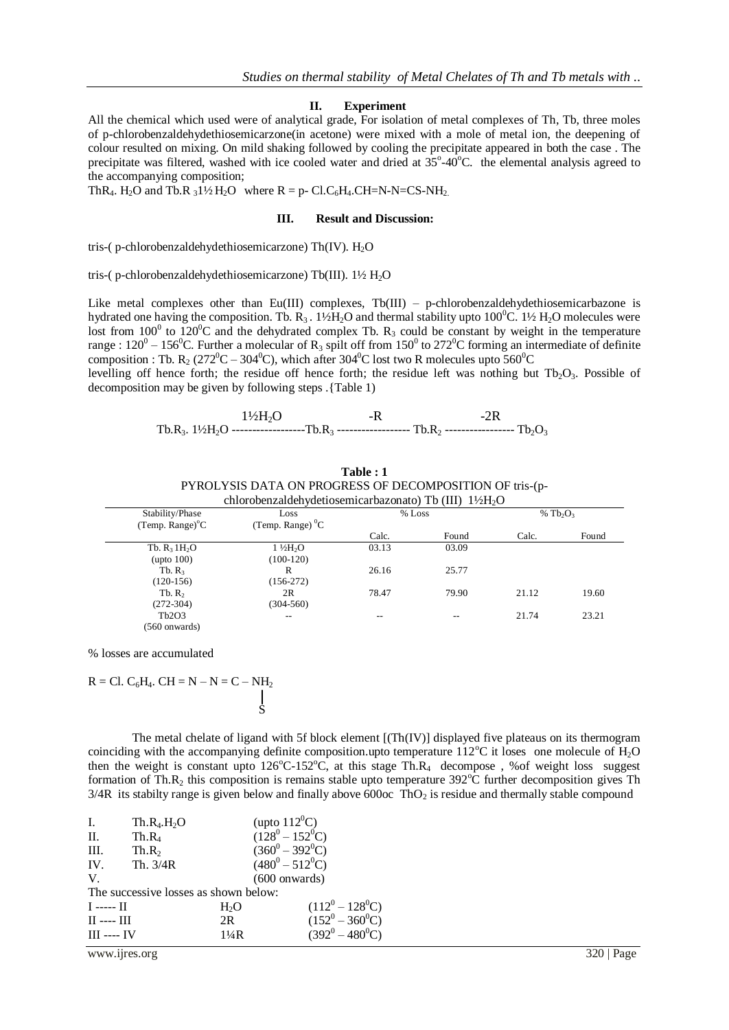## II. Experiment

All the chemical which used were of analytical grade, For isolation of metal complexes of Th, Tb, three moles of p-chlorobenzaldehydethiosemicarzone(in acetone) were mixed with a mole of metal ion, the deepening of colour resulted on mixing. On mild shaking followed by cooling the precipitate appeared in both the case . The precipitate was filtered, washed with ice cooled water and dried at $35^o$-$40^oC$. the elemental analysis agreed to the accompanying composition;

$ThR_4$. $H_2O$ and Tb.R $_3 1½ H_2O$ where R = p- $Cl.C_6H_4.CH=N-N=CS-NH_2$.

## III. Result and Discussion:

tris-( p-chlorobenzaldehydethiosemicarzone) Th(IV). $H_2O$

tris-( p-chlorobenzaldehydethiosemicarzone) Tb(III). 1½ $H_2O$

Like metal complexes other than Eu(III) complexes, Tb(III) – p-chlorobenzaldehydethiosemicarbazone is hydrated one having the composition. Tb. $R_3$ . 1½$H_2O$ and thermal stability upto $100^0C$. 1½ $H_2O$ molecules were lost from $100^0$ to $120^0C$ and the dehydrated complex Tb. $R_3$ could be constant by weight in the temperature range : $120^0$ – $156^0C$. Further a molecular of $R_3$ spilt off from $150^0$ to $272^0C$ forming an intermediate of definite composition : Tb. $R_2$ ($272^0C$ – $304^0C$), which after $304^0C$ lost two R molecules upto $560^0C$ levelling off hence forth; the residue off hence forth; the residue left was nothing but $Tb_2O_3$. Possible of decomposition may be given by following steps .{Table 1)

$$Tb.R_3.\ 1½H_2O \xrightarrow{1½H_2O} Tb.R_3 \xrightarrow{-R} Tb.R_2 \xrightarrow{-2R} Tb_2O_3$$

**Table : 1**
PYROLYSIS DATA ON PROGRESS OF DECOMPOSITION OF tris-(p-chlorobenzaldehydetiosemicarbazonato) Tb (III) 1½$H_2O$

| Stability/Phase (Temp. Range)$^oC$ | Loss (Temp. Range) $^0C$ | % Loss | | % $Tb_2O_3$ | |
|---|---|---|---|---|---|
| | | Calc. | Found | Calc. | Found |
| Tb. $R_3$ 1$H_2O$ (upto 100) | 1 ½$H_2O$ (100-120) | 03.13 | 03.09 | | |
| Tb. $R_3$ (120-156) | R (156-272) | 26.16 | 25.77 | | |
| Tb. $R_2$ (272-304) | 2R (304-560) | 78.47 | 79.90 | 21.12 | 19.60 |
| Tb2O3 (560 onwards) | -- | -- | -- | 21.74 | 23.21 |

% losses are accumulated

$$R = Cl.\ C_6H_4.\ CH = N - N = \underset{\displaystyle S}{\underset{|}{C}} - NH_2$$

The metal chelate of ligand with 5f block element [(Th(IV)] displayed five plateaus on its thermogram coinciding with the accompanying definite composition.upto temperature $112^oC$ it loses one molecule of $H_2O$ then the weight is constant upto $126^oC$-$152^oC$, at this stage $Th.R_4$ decompose , %of weight loss suggest formation of $Th.R_2$ this composition is remains stable upto temperature $392^oC$ further decomposition gives Th 3/4R its stabilty range is given below and finally above 600oc $ThO_2$ is residue and thermally stable compound

| | | |
|---|---|---|
| I. | $Th.R_4.H_2O$ | (upto $112^0C$) |
| II. | $Th.R_4$ | ($128^0$ – $152^0C$) |
| III. | $Th.R_2$ | ($360^0$ – $392^0C$) |
| IV. | Th. 3/4R | ($480^0$ – $512^0C$) |
| V. | | (600 onwards) |

The successive losses as shown below:

| | | |
|---|---|---|
| I ----- II | $H_2O$ | ($112^0$ – $128^0C$) |
| II ---- III | 2R | ($152^0$ – $360^0C$) |
| III ---- IV | 1¼R | ($392^0$ – $480^0C$) |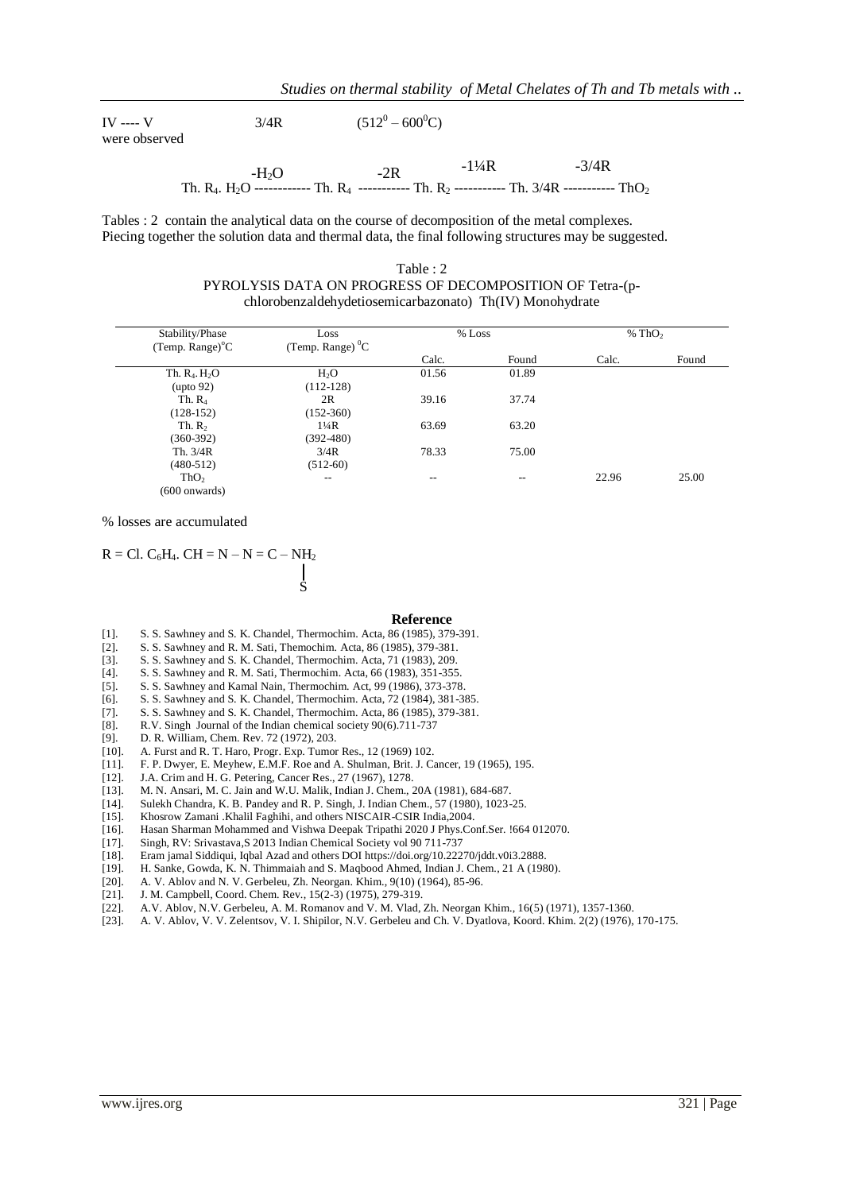IV ---- V 3/4R $(512^0 – 600^0C)$
were observed

$$Th.\ R_4.\ H_2O \xrightarrow{-H_2O} Th.\ R_4 \xrightarrow{-2R} Th.\ R_2 \xrightarrow{-1\frac{1}{4}R} Th.\ 3/4R \xrightarrow{-3/4R} ThO_2$$

Tables : 2 contain the analytical data on the course of decomposition of the metal complexes. Piecing together the solution data and thermal data, the final following structures may be suggested.

Table : 2
PYROLYSIS DATA ON PROGRESS OF DECOMPOSITION OF Tetra-(p-chlorobenzaldehydetiosemicarbazonato) Th(IV) Monohydrate

| Stability/Phase (Temp. Range)°C | Loss (Temp. Range) °C | % Loss | | % $ThO_2$ | |
|---|---|---|---|---|---|
| | | Calc. | Found | Calc. | Found |
| Th. $R_4$. $H_2O$ (upto 92) | $H_2O$ (112-128) | 01.56 | 01.89 | | |
| Th. $R_4$ (128-152) | 2R (152-360) | 39.16 | 37.74 | | |
| Th. $R_2$ (360-392) | 1¼R (392-480) | 63.69 | 63.20 | | |
| Th. 3/4R (480-512) | 3/4R (512-60) | 78.33 | 75.00 | | |
| $ThO_2$ (600 onwards) | -- | -- | -- | 22.96 | 25.00 |

% losses are accumulated

$$R = Cl.\ C_6H_4.\ CH = N – N = C – NH_2$$
(with S attached to C)

## Reference

[1]. S. S. Sawhney and S. K. Chandel, Thermochim. Acta, 86 (1985), 379-391.
[2]. S. S. Sawhney and R. M. Sati, Themochim. Acta, 86 (1985), 379-381.
[3]. S. S. Sawhney and S. K. Chandel, Thermochim. Acta, 71 (1983), 209.
[4]. S. S. Sawhney and R. M. Sati, Thermochim. Acta, 66 (1983), 351-355.
[5]. S. S. Sawhney and Kamal Nain, Thermochim. Act, 99 (1986), 373-378.
[6]. S. S. Sawhney and S. K. Chandel, Thermochim. Acta, 72 (1984), 381-385.
[7]. S. S. Sawhney and S. K. Chandel, Thermochim. Acta, 86 (1985), 379-381.
[8]. R.V. Singh Journal of the Indian chemical society 90(6).711-737
[9]. D. R. William, Chem. Rev. 72 (1972), 203.
[10]. A. Furst and R. T. Haro, Progr. Exp. Tumor Res., 12 (1969) 102.
[11]. F. P. Dwyer, E. Meyhew, E.M.F. Roe and A. Shulman, Brit. J. Cancer, 19 (1965), 195.
[12]. J.A. Crim and H. G. Petering, Cancer Res., 27 (1967), 1278.
[13]. M. N. Ansari, M. C. Jain and W.U. Malik, Indian J. Chem., 20A (1981), 684-687.
[14]. Sulekh Chandra, K. B. Pandey and R. P. Singh, J. Indian Chem., 57 (1980), 1023-25.
[15]. Khosrow Zamani .Khalil Faghihi, and others NISCAIR-CSIR India,2004.
[16]. Hasan Sharman Mohammed and Vishwa Deepak Tripathi 2020 J Phys.Conf.Ser. !664 012070.
[17]. Singh, RV: Srivastava,S 2013 Indian Chemical Society vol 90 711-737
[18]. Eram jamal Siddiqui, Iqbal Azad and others DOI https://doi.org/10.22270/jddt.v0i3.2888.
[19]. H. Sanke, Gowda, K. N. Thimmaiah and S. Maqbood Ahmed, Indian J. Chem., 21 A (1980).
[20]. A. V. Ablov and N. V. Gerbeleu, Zh. Neorgan. Khim., 9(10) (1964), 85-96.
[21]. J. M. Campbell, Coord. Chem. Rev., 15(2-3) (1975), 279-319.
[22]. A.V. Ablov, N.V. Gerbeleu, A. M. Romanov and V. M. Vlad, Zh. Neorgan Khim., 16(5) (1971), 1357-1360.
[23]. A. V. Ablov, V. V. Zelentsov, V. I. Shipilor, N.V. Gerbeleu and Ch. V. Dyatlova, Koord. Khim. 2(2) (1976), 170-175.